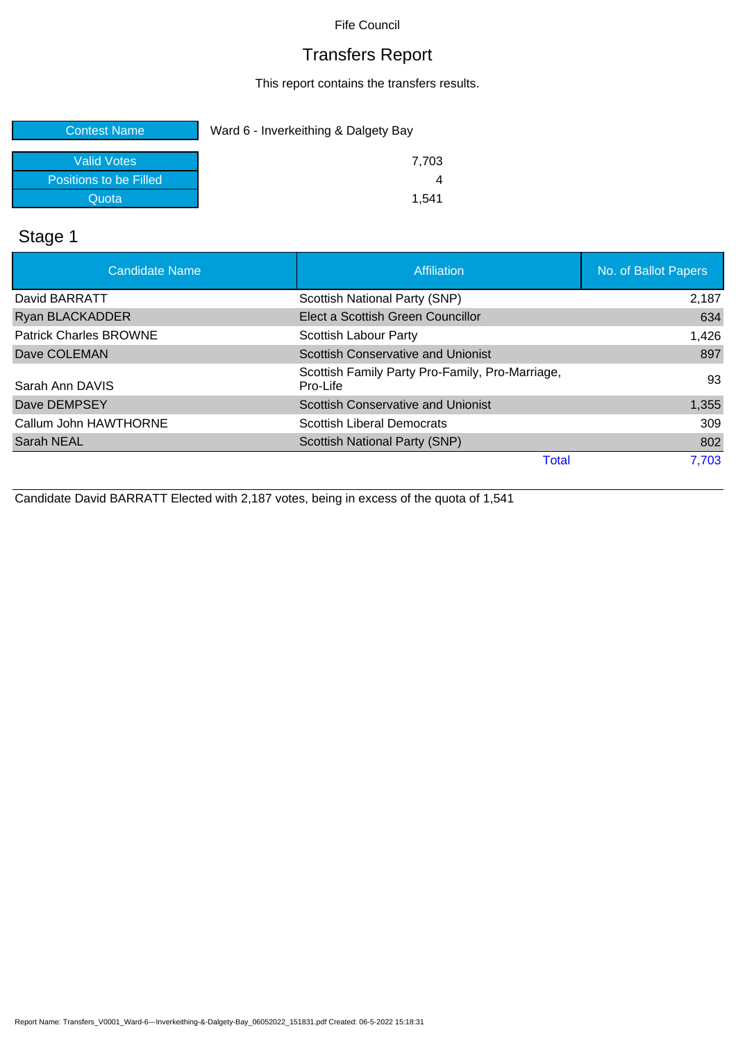Fife Council

# Transfers Report

This report contains the transfers results.

| Contest Name | Ward 6 - Inverkeithing & Dalgety Bay |
|---|---|
| Valid Votes | 7,703 |
| Positions to be Filled | 4 |
| Quota | 1,541 |

## Stage 1

| Candidate Name | Affiliation | No. of Ballot Papers |
|---|---|---|
| David BARRATT | Scottish National Party (SNP) | 2,187 |
| Ryan BLACKADDER | Elect a Scottish Green Councillor | 634 |
| Patrick Charles BROWNE | Scottish Labour Party | 1,426 |
| Dave COLEMAN | Scottish Conservative and Unionist | 897 |
| Sarah Ann DAVIS | Scottish Family Party Pro-Family, Pro-Marriage, Pro-Life | 93 |
| Dave DEMPSEY | Scottish Conservative and Unionist | 1,355 |
| Callum John HAWTHORNE | Scottish Liberal Democrats | 309 |
| Sarah NEAL | Scottish National Party (SNP) | 802 |
| | Total | 7,703 |

Candidate David BARRATT Elected with 2,187 votes, being in excess of the quota of 1,541

Report Name: Transfers_V0001_Ward-6---Inverkeithing-&-Dalgety-Bay_06052022_151831.pdf Created: 06-5-2022 15:18:31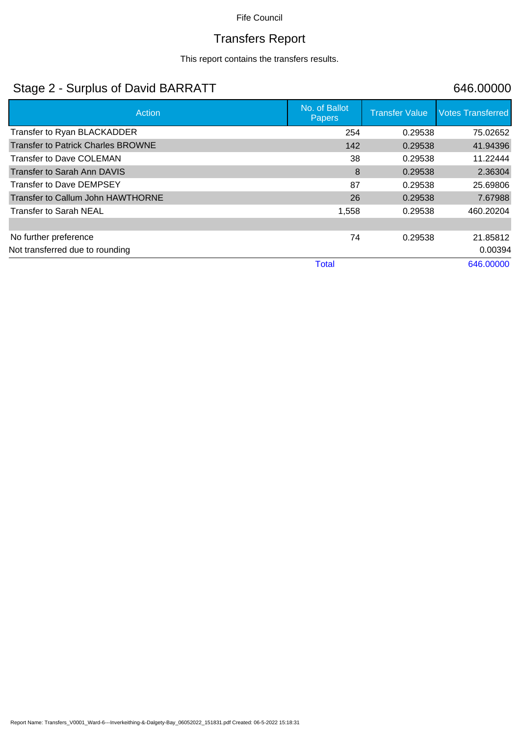Fife Council

# Transfers Report

This report contains the transfers results.

## Stage 2 - Surplus of David BARRATT

646.00000

| Action | No. of Ballot Papers | Transfer Value | Votes Transferred |
|---|---|---|---|
| Transfer to Ryan BLACKADDER | 254 | 0.29538 | 75.02652 |
| Transfer to Patrick Charles BROWNE | 142 | 0.29538 | 41.94396 |
| Transfer to Dave COLEMAN | 38 | 0.29538 | 11.22444 |
| Transfer to Sarah Ann DAVIS | 8 | 0.29538 | 2.36304 |
| Transfer to Dave DEMPSEY | 87 | 0.29538 | 25.69806 |
| Transfer to Callum John HAWTHORNE | 26 | 0.29538 | 7.67988 |
| Transfer to Sarah NEAL | 1,558 | 0.29538 | 460.20204 |
| | | | |
| No further preference | 74 | 0.29538 | 21.85812 |
| Not transferred due to rounding | | | 0.00394 |
| | Total | | 646.00000 |

Report Name: Transfers_V0001_Ward-6---Inverkeithing-&-Dalgety-Bay_06052022_151831.pdf Created: 06-5-2022 15:18:31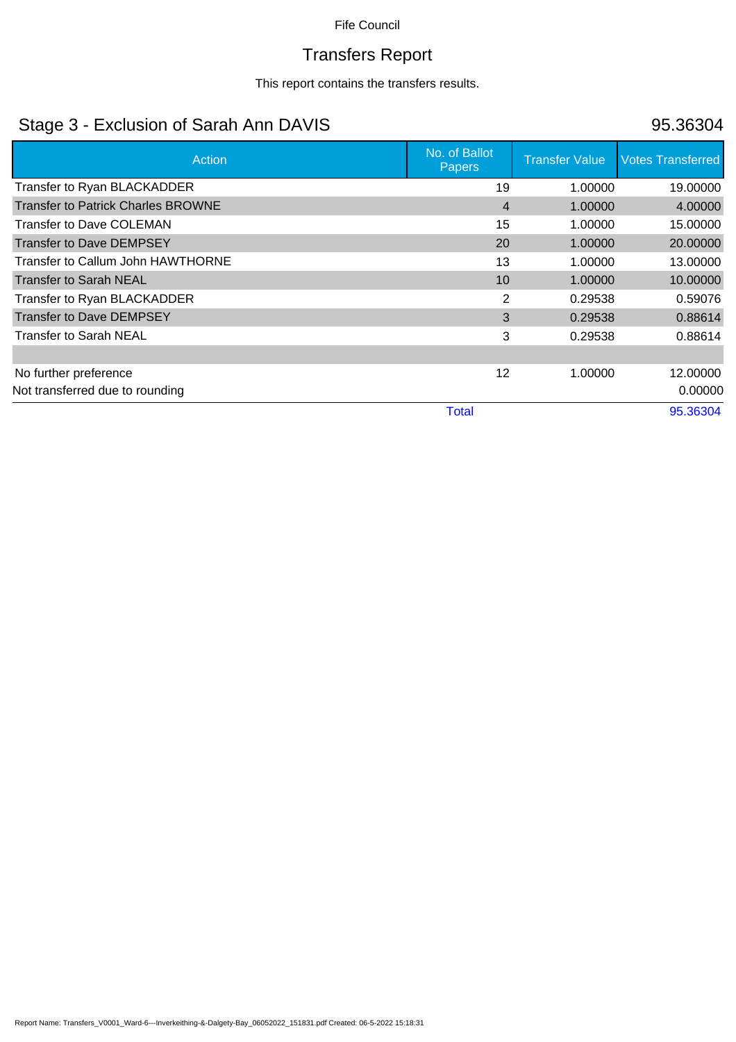Fife Council

# Transfers Report

This report contains the transfers results.

## Stage 3 - Exclusion of Sarah Ann DAVIS

95.36304

| Action | No. of Ballot Papers | Transfer Value | Votes Transferred |
|---|---|---|---|
| Transfer to Ryan BLACKADDER | 19 | 1.00000 | 19.00000 |
| Transfer to Patrick Charles BROWNE | 4 | 1.00000 | 4.00000 |
| Transfer to Dave COLEMAN | 15 | 1.00000 | 15.00000 |
| Transfer to Dave DEMPSEY | 20 | 1.00000 | 20.00000 |
| Transfer to Callum John HAWTHORNE | 13 | 1.00000 | 13.00000 |
| Transfer to Sarah NEAL | 10 | 1.00000 | 10.00000 |
| Transfer to Ryan BLACKADDER | 2 | 0.29538 | 0.59076 |
| Transfer to Dave DEMPSEY | 3 | 0.29538 | 0.88614 |
| Transfer to Sarah NEAL | 3 | 0.29538 | 0.88614 |
| | | | |
| No further preference | 12 | 1.00000 | 12.00000 |
| Not transferred due to rounding | | | 0.00000 |
| | Total | | 95.36304 |

Report Name: Transfers_V0001_Ward-6---Inverkeithing-&-Dalgety-Bay_06052022_151831.pdf Created: 06-5-2022 15:18:31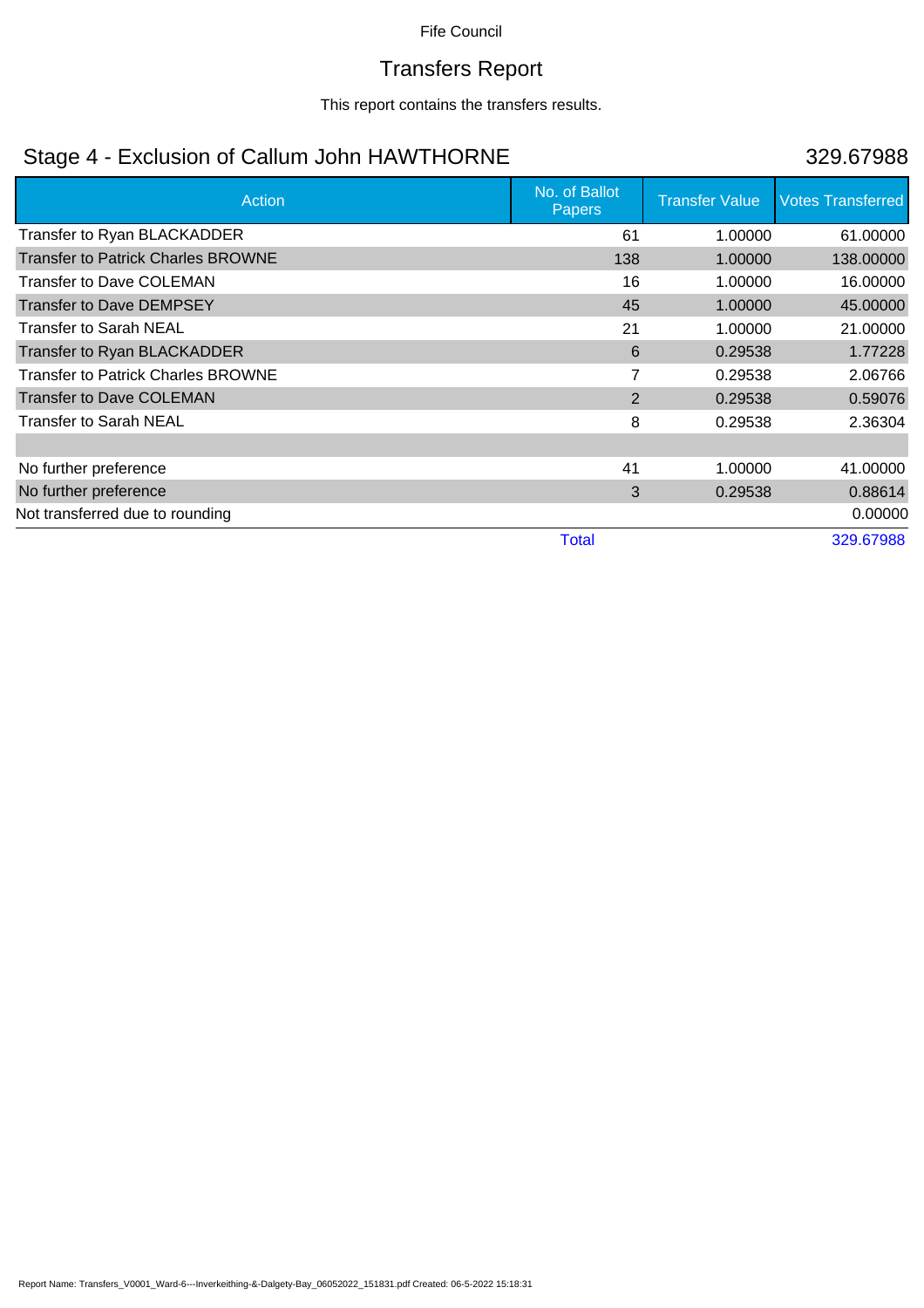Fife Council

# Transfers Report

This report contains the transfers results.

## Stage 4 - Exclusion of Callum John HAWTHORNE

329.67988

| Action | No. of Ballot Papers | Transfer Value | Votes Transferred |
|---|---|---|---|
| Transfer to Ryan BLACKADDER | 61 | 1.00000 | 61.00000 |
| Transfer to Patrick Charles BROWNE | 138 | 1.00000 | 138.00000 |
| Transfer to Dave COLEMAN | 16 | 1.00000 | 16.00000 |
| Transfer to Dave DEMPSEY | 45 | 1.00000 | 45.00000 |
| Transfer to Sarah NEAL | 21 | 1.00000 | 21.00000 |
| Transfer to Ryan BLACKADDER | 6 | 0.29538 | 1.77228 |
| Transfer to Patrick Charles BROWNE | 7 | 0.29538 | 2.06766 |
| Transfer to Dave COLEMAN | 2 | 0.29538 | 0.59076 |
| Transfer to Sarah NEAL | 8 | 0.29538 | 2.36304 |
| | | | |
| No further preference | 41 | 1.00000 | 41.00000 |
| No further preference | 3 | 0.29538 | 0.88614 |
| Not transferred due to rounding | | | 0.00000 |
| | Total | | 329.67988 |

Report Name: Transfers_V0001_Ward-6---Inverkeithing-&-Dalgety-Bay_06052022_151831.pdf Created: 06-5-2022 15:18:31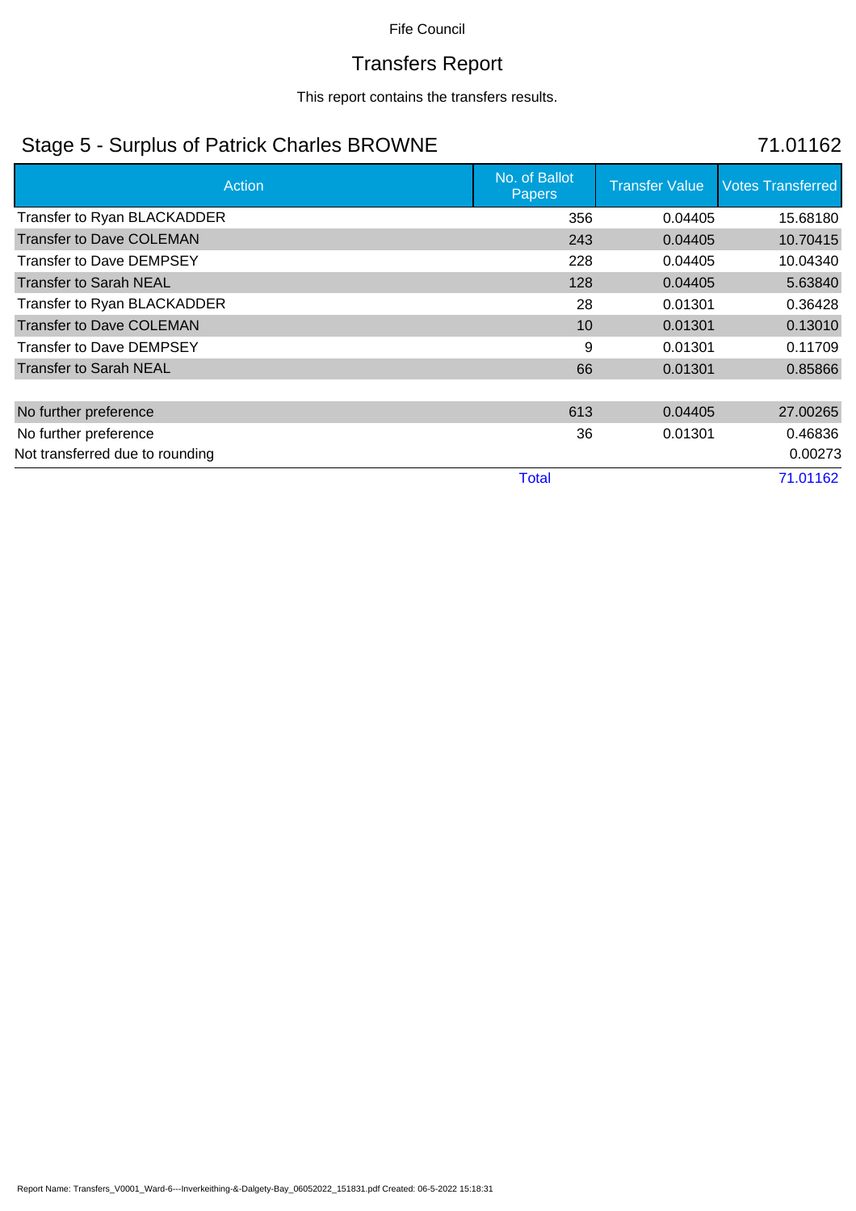Fife Council

# Transfers Report

This report contains the transfers results.

## Stage 5 - Surplus of Patrick Charles BROWNE

71.01162

| Action | No. of Ballot Papers | Transfer Value | Votes Transferred |
|---|---|---|---|
| Transfer to Ryan BLACKADDER | 356 | 0.04405 | 15.68180 |
| Transfer to Dave COLEMAN | 243 | 0.04405 | 10.70415 |
| Transfer to Dave DEMPSEY | 228 | 0.04405 | 10.04340 |
| Transfer to Sarah NEAL | 128 | 0.04405 | 5.63840 |
| Transfer to Ryan BLACKADDER | 28 | 0.01301 | 0.36428 |
| Transfer to Dave COLEMAN | 10 | 0.01301 | 0.13010 |
| Transfer to Dave DEMPSEY | 9 | 0.01301 | 0.11709 |
| Transfer to Sarah NEAL | 66 | 0.01301 | 0.85866 |
| | | | |
| No further preference | 613 | 0.04405 | 27.00265 |
| No further preference | 36 | 0.01301 | 0.46836 |
| Not transferred due to rounding | | | 0.00273 |
| | Total | | 71.01162 |

Report Name: Transfers_V0001_Ward-6---Inverkeithing-&-Dalgety-Bay_06052022_151831.pdf Created: 06-5-2022 15:18:31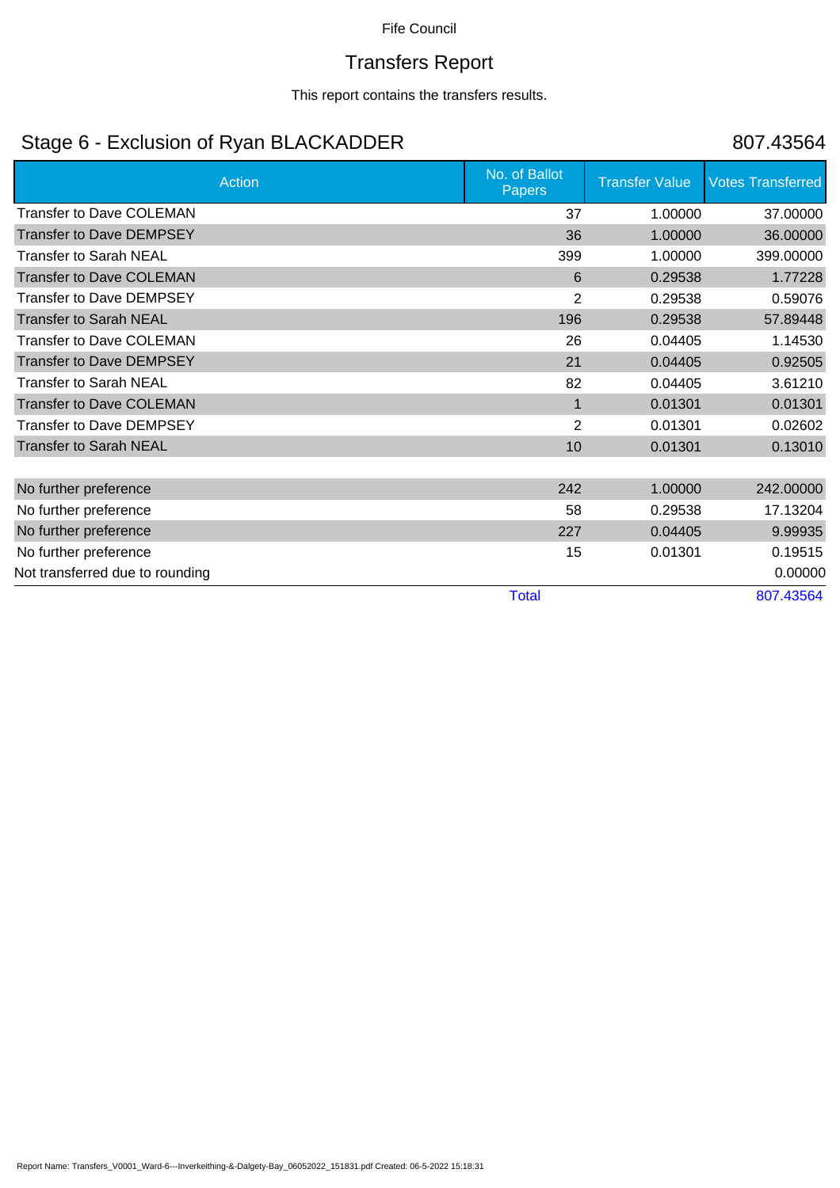Fife Council

# Transfers Report

This report contains the transfers results.

## Stage 6 - Exclusion of Ryan BLACKADDER

807.43564

| Action | No. of Ballot Papers | Transfer Value | Votes Transferred |
|---|---|---|---|
| Transfer to Dave COLEMAN | 37 | 1.00000 | 37.00000 |
| Transfer to Dave DEMPSEY | 36 | 1.00000 | 36.00000 |
| Transfer to Sarah NEAL | 399 | 1.00000 | 399.00000 |
| Transfer to Dave COLEMAN | 6 | 0.29538 | 1.77228 |
| Transfer to Dave DEMPSEY | 2 | 0.29538 | 0.59076 |
| Transfer to Sarah NEAL | 196 | 0.29538 | 57.89448 |
| Transfer to Dave COLEMAN | 26 | 0.04405 | 1.14530 |
| Transfer to Dave DEMPSEY | 21 | 0.04405 | 0.92505 |
| Transfer to Sarah NEAL | 82 | 0.04405 | 3.61210 |
| Transfer to Dave COLEMAN | 1 | 0.01301 | 0.01301 |
| Transfer to Dave DEMPSEY | 2 | 0.01301 | 0.02602 |
| Transfer to Sarah NEAL | 10 | 0.01301 | 0.13010 |
| | | | |
| No further preference | 242 | 1.00000 | 242.00000 |
| No further preference | 58 | 0.29538 | 17.13204 |
| No further preference | 227 | 0.04405 | 9.99935 |
| No further preference | 15 | 0.01301 | 0.19515 |
| Not transferred due to rounding | | | 0.00000 |
| | Total | | 807.43564 |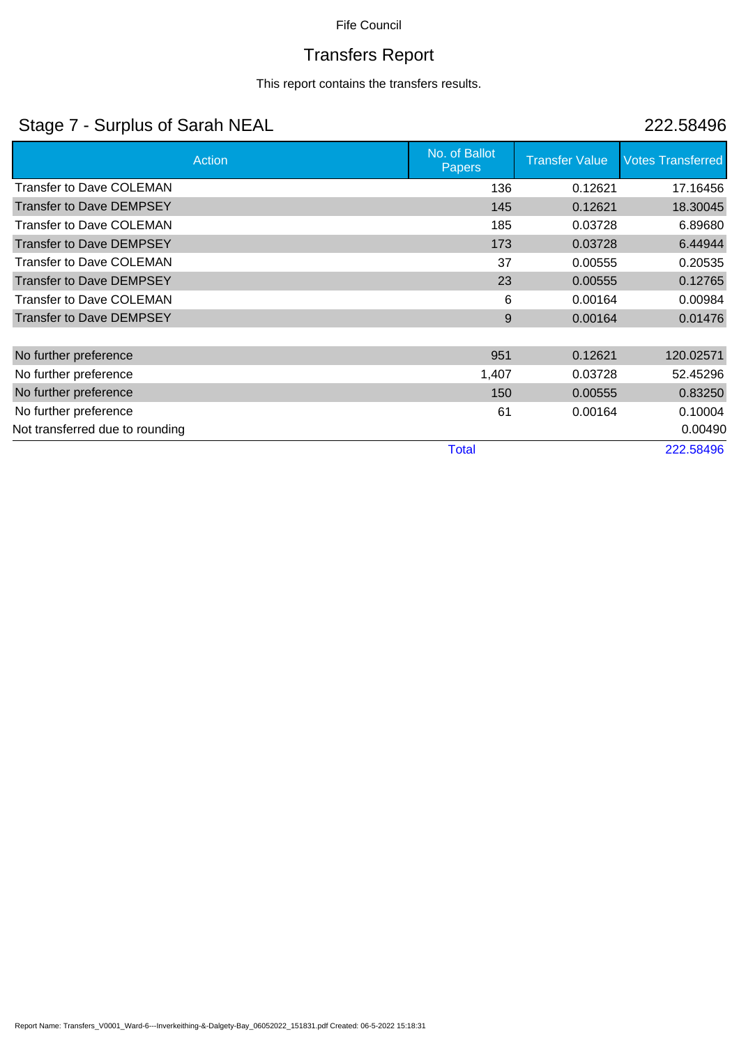Fife Council

# Transfers Report

This report contains the transfers results.

## Stage 7 - Surplus of Sarah NEAL 222.58496

| Action | No. of Ballot Papers | Transfer Value | Votes Transferred |
|---|---|---|---|
| Transfer to Dave COLEMAN | 136 | 0.12621 | 17.16456 |
| Transfer to Dave DEMPSEY | 145 | 0.12621 | 18.30045 |
| Transfer to Dave COLEMAN | 185 | 0.03728 | 6.89680 |
| Transfer to Dave DEMPSEY | 173 | 0.03728 | 6.44944 |
| Transfer to Dave COLEMAN | 37 | 0.00555 | 0.20535 |
| Transfer to Dave DEMPSEY | 23 | 0.00555 | 0.12765 |
| Transfer to Dave COLEMAN | 6 | 0.00164 | 0.00984 |
| Transfer to Dave DEMPSEY | 9 | 0.00164 | 0.01476 |
| | | | |
| No further preference | 951 | 0.12621 | 120.02571 |
| No further preference | 1,407 | 0.03728 | 52.45296 |
| No further preference | 150 | 0.00555 | 0.83250 |
| No further preference | 61 | 0.00164 | 0.10004 |
| Not transferred due to rounding | | | 0.00490 |
| | Total | | 222.58496 |

Report Name: Transfers_V0001_Ward-6---Inverkeithing-&-Dalgety-Bay_06052022_151831.pdf Created: 06-5-2022 15:18:31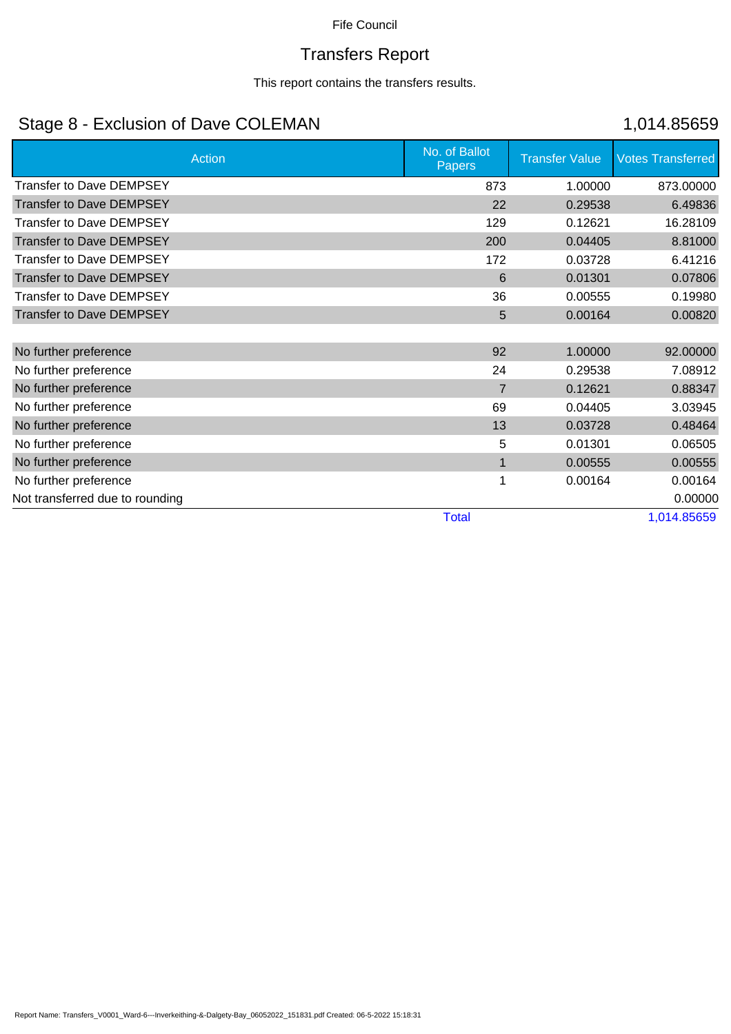Fife Council

# Transfers Report

This report contains the transfers results.

## Stage 8 - Exclusion of Dave COLEMAN

1,014.85659

| Action | No. of Ballot Papers | Transfer Value | Votes Transferred |
|---|---|---|---|
| Transfer to Dave DEMPSEY | 873 | 1.00000 | 873.00000 |
| Transfer to Dave DEMPSEY | 22 | 0.29538 | 6.49836 |
| Transfer to Dave DEMPSEY | 129 | 0.12621 | 16.28109 |
| Transfer to Dave DEMPSEY | 200 | 0.04405 | 8.81000 |
| Transfer to Dave DEMPSEY | 172 | 0.03728 | 6.41216 |
| Transfer to Dave DEMPSEY | 6 | 0.01301 | 0.07806 |
| Transfer to Dave DEMPSEY | 36 | 0.00555 | 0.19980 |
| Transfer to Dave DEMPSEY | 5 | 0.00164 | 0.00820 |
| | | | |
| No further preference | 92 | 1.00000 | 92.00000 |
| No further preference | 24 | 0.29538 | 7.08912 |
| No further preference | 7 | 0.12621 | 0.88347 |
| No further preference | 69 | 0.04405 | 3.03945 |
| No further preference | 13 | 0.03728 | 0.48464 |
| No further preference | 5 | 0.01301 | 0.06505 |
| No further preference | 1 | 0.00555 | 0.00555 |
| No further preference | 1 | 0.00164 | 0.00164 |
| Not transferred due to rounding | | | 0.00000 |
| | Total | | 1,014.85659 |

Report Name: Transfers_V0001_Ward-6---Inverkeithing-&-Dalgety-Bay_06052022_151831.pdf Created: 06-5-2022 15:18:31